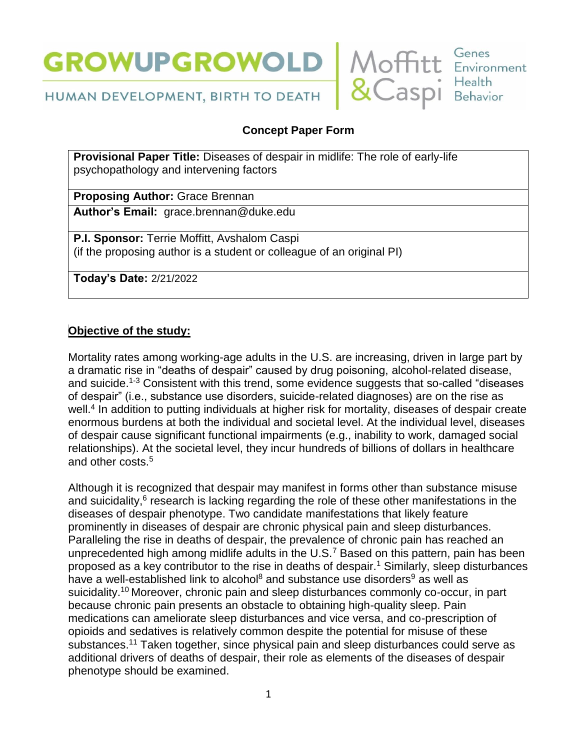GROWUPGROWOLD

HUMAN DEVELOPMENT, BIRTH TO DEATH

Moffitt & Caspi — Genes Environment Health Behavior

**Concept Paper Form**

| **Provisional Paper Title:** Diseases of despair in midlife: The role of early-life psychopathology and intervening factors |
|---|
| **Proposing Author:** Grace Brennan |
| **Author's Email:** grace.brennan@duke.edu |
| **P.I. Sponsor:** Terrie Moffitt, Avshalom Caspi (if the proposing author is a student or colleague of an original PI) |
| **Today's Date:** 2/21/2022 |

**Objective of the study:**

Mortality rates among working-age adults in the U.S. are increasing, driven in large part by a dramatic rise in "deaths of despair" caused by drug poisoning, alcohol-related disease, and suicide.[1-3] Consistent with this trend, some evidence suggests that so-called "diseases of despair" (i.e., substance use disorders, suicide-related diagnoses) are on the rise as well.[4] In addition to putting individuals at higher risk for mortality, diseases of despair create enormous burdens at both the individual and societal level. At the individual level, diseases of despair cause significant functional impairments (e.g., inability to work, damaged social relationships). At the societal level, they incur hundreds of billions of dollars in healthcare and other costs.[5]

Although it is recognized that despair may manifest in forms other than substance misuse and suicidality,[6] research is lacking regarding the role of these other manifestations in the diseases of despair phenotype. Two candidate manifestations that likely feature prominently in diseases of despair are chronic physical pain and sleep disturbances. Paralleling the rise in deaths of despair, the prevalence of chronic pain has reached an unprecedented high among midlife adults in the U.S.[7] Based on this pattern, pain has been proposed as a key contributor to the rise in deaths of despair.[1] Similarly, sleep disturbances have a well-established link to alcohol[8] and substance use disorders[9] as well as suicidality.[10] Moreover, chronic pain and sleep disturbances commonly co-occur, in part because chronic pain presents an obstacle to obtaining high-quality sleep. Pain medications can ameliorate sleep disturbances and vice versa, and co-prescription of opioids and sedatives is relatively common despite the potential for misuse of these substances.[11] Taken together, since physical pain and sleep disturbances could serve as additional drivers of deaths of despair, their role as elements of the diseases of despair phenotype should be examined.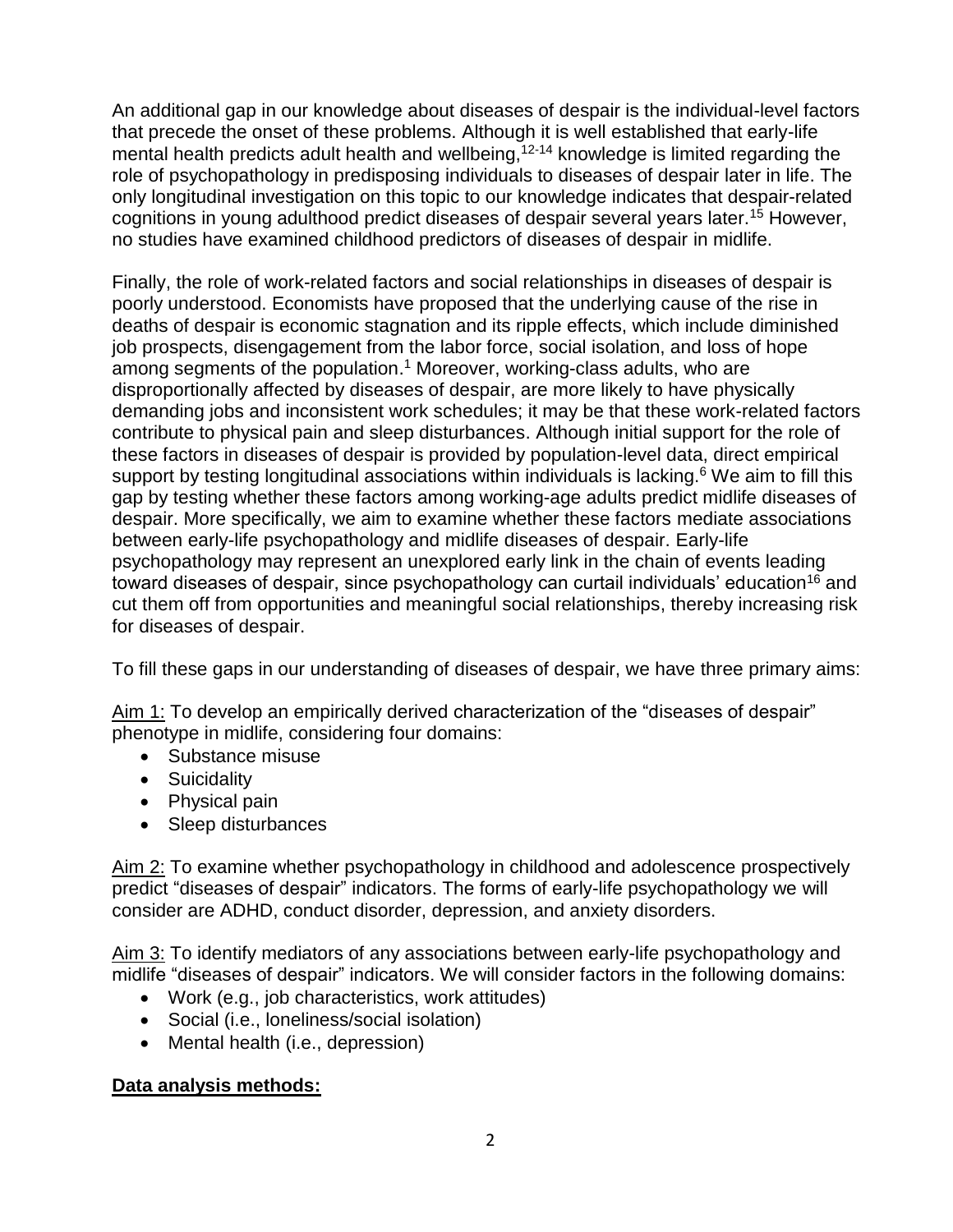An additional gap in our knowledge about diseases of despair is the individual-level factors that precede the onset of these problems. Although it is well established that early-life mental health predicts adult health and wellbeing,[12-14] knowledge is limited regarding the role of psychopathology in predisposing individuals to diseases of despair later in life. The only longitudinal investigation on this topic to our knowledge indicates that despair-related cognitions in young adulthood predict diseases of despair several years later.[15] However, no studies have examined childhood predictors of diseases of despair in midlife.

Finally, the role of work-related factors and social relationships in diseases of despair is poorly understood. Economists have proposed that the underlying cause of the rise in deaths of despair is economic stagnation and its ripple effects, which include diminished job prospects, disengagement from the labor force, social isolation, and loss of hope among segments of the population.[1] Moreover, working-class adults, who are disproportionally affected by diseases of despair, are more likely to have physically demanding jobs and inconsistent work schedules; it may be that these work-related factors contribute to physical pain and sleep disturbances. Although initial support for the role of these factors in diseases of despair is provided by population-level data, direct empirical support by testing longitudinal associations within individuals is lacking.[6] We aim to fill this gap by testing whether these factors among working-age adults predict midlife diseases of despair. More specifically, we aim to examine whether these factors mediate associations between early-life psychopathology and midlife diseases of despair. Early-life psychopathology may represent an unexplored early link in the chain of events leading toward diseases of despair, since psychopathology can curtail individuals' education[16] and cut them off from opportunities and meaningful social relationships, thereby increasing risk for diseases of despair.

To fill these gaps in our understanding of diseases of despair, we have three primary aims:

Aim 1: To develop an empirically derived characterization of the "diseases of despair" phenotype in midlife, considering four domains:

- Substance misuse
- Suicidality
- Physical pain
- Sleep disturbances

Aim 2: To examine whether psychopathology in childhood and adolescence prospectively predict "diseases of despair" indicators. The forms of early-life psychopathology we will consider are ADHD, conduct disorder, depression, and anxiety disorders.

Aim 3: To identify mediators of any associations between early-life psychopathology and midlife "diseases of despair" indicators. We will consider factors in the following domains:

- Work (e.g., job characteristics, work attitudes)
- Social (i.e., loneliness/social isolation)
- Mental health (i.e., depression)

**Data analysis methods:**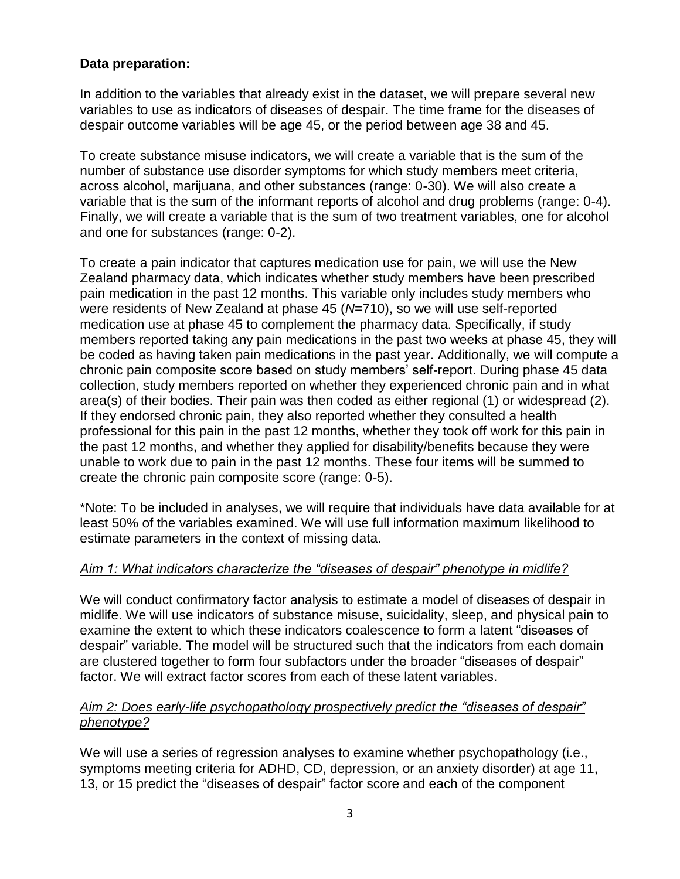**Data preparation:**

In addition to the variables that already exist in the dataset, we will prepare several new variables to use as indicators of diseases of despair. The time frame for the diseases of despair outcome variables will be age 45, or the period between age 38 and 45.

To create substance misuse indicators, we will create a variable that is the sum of the number of substance use disorder symptoms for which study members meet criteria, across alcohol, marijuana, and other substances (range: 0-30). We will also create a variable that is the sum of the informant reports of alcohol and drug problems (range: 0-4). Finally, we will create a variable that is the sum of two treatment variables, one for alcohol and one for substances (range: 0-2).

To create a pain indicator that captures medication use for pain, we will use the New Zealand pharmacy data, which indicates whether study members have been prescribed pain medication in the past 12 months. This variable only includes study members who were residents of New Zealand at phase 45 (*N*=710), so we will use self-reported medication use at phase 45 to complement the pharmacy data. Specifically, if study members reported taking any pain medications in the past two weeks at phase 45, they will be coded as having taken pain medications in the past year. Additionally, we will compute a chronic pain composite score based on study members' self-report. During phase 45 data collection, study members reported on whether they experienced chronic pain and in what area(s) of their bodies. Their pain was then coded as either regional (1) or widespread (2). If they endorsed chronic pain, they also reported whether they consulted a health professional for this pain in the past 12 months, whether they took off work for this pain in the past 12 months, and whether they applied for disability/benefits because they were unable to work due to pain in the past 12 months. These four items will be summed to create the chronic pain composite score (range: 0-5).

*Note: To be included in analyses, we will require that individuals have data available for at least 50% of the variables examined. We will use full information maximum likelihood to estimate parameters in the context of missing data.

*Aim 1: What indicators characterize the "diseases of despair" phenotype in midlife?*

We will conduct confirmatory factor analysis to estimate a model of diseases of despair in midlife. We will use indicators of substance misuse, suicidality, sleep, and physical pain to examine the extent to which these indicators coalescence to form a latent "diseases of despair" variable. The model will be structured such that the indicators from each domain are clustered together to form four subfactors under the broader "diseases of despair" factor. We will extract factor scores from each of these latent variables.

*Aim 2: Does early-life psychopathology prospectively predict the "diseases of despair" phenotype?*

We will use a series of regression analyses to examine whether psychopathology (i.e., symptoms meeting criteria for ADHD, CD, depression, or an anxiety disorder) at age 11, 13, or 15 predict the "diseases of despair" factor score and each of the component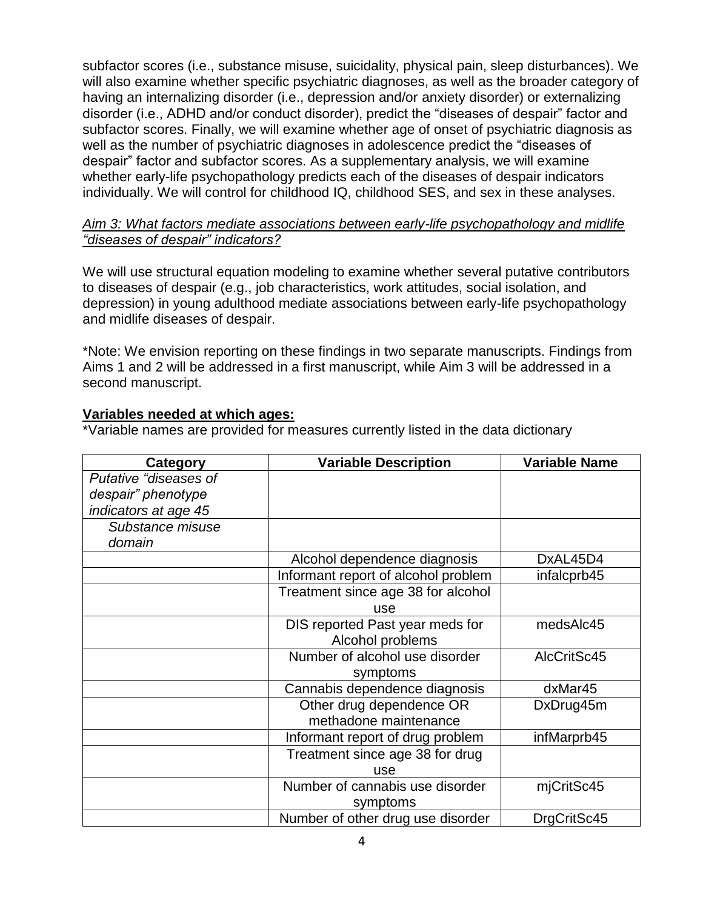subfactor scores (i.e., substance misuse, suicidality, physical pain, sleep disturbances). We will also examine whether specific psychiatric diagnoses, as well as the broader category of having an internalizing disorder (i.e., depression and/or anxiety disorder) or externalizing disorder (i.e., ADHD and/or conduct disorder), predict the "diseases of despair" factor and subfactor scores. Finally, we will examine whether age of onset of psychiatric diagnosis as well as the number of psychiatric diagnoses in adolescence predict the "diseases of despair" factor and subfactor scores. As a supplementary analysis, we will examine whether early-life psychopathology predicts each of the diseases of despair indicators individually. We will control for childhood IQ, childhood SES, and sex in these analyses.

*Aim 3: What factors mediate associations between early-life psychopathology and midlife "diseases of despair" indicators?*

We will use structural equation modeling to examine whether several putative contributors to diseases of despair (e.g., job characteristics, work attitudes, social isolation, and depression) in young adulthood mediate associations between early-life psychopathology and midlife diseases of despair.

*Note: We envision reporting on these findings in two separate manuscripts. Findings from Aims 1 and 2 will be addressed in a first manuscript, while Aim 3 will be addressed in a second manuscript.

**Variables needed at which ages:**

*Variable names are provided for measures currently listed in the data dictionary

| Category | Variable Description | Variable Name |
|---|---|---|
| *Putative "diseases of despair" phenotype indicators at age 45* | | |
| *Substance misuse domain* | | |
| | Alcohol dependence diagnosis | DxAL45D4 |
| | Informant report of alcohol problem | infalcprb45 |
| | Treatment since age 38 for alcohol use | |
| | DIS reported Past year meds for Alcohol problems | medsAlc45 |
| | Number of alcohol use disorder symptoms | AlcCritSc45 |
| | Cannabis dependence diagnosis | dxMar45 |
| | Other drug dependence OR methadone maintenance | DxDrug45m |
| | Informant report of drug problem | infMarprb45 |
| | Treatment since age 38 for drug use | |
| | Number of cannabis use disorder symptoms | mjCritSc45 |
| | Number of other drug use disorder | DrgCritSc45 |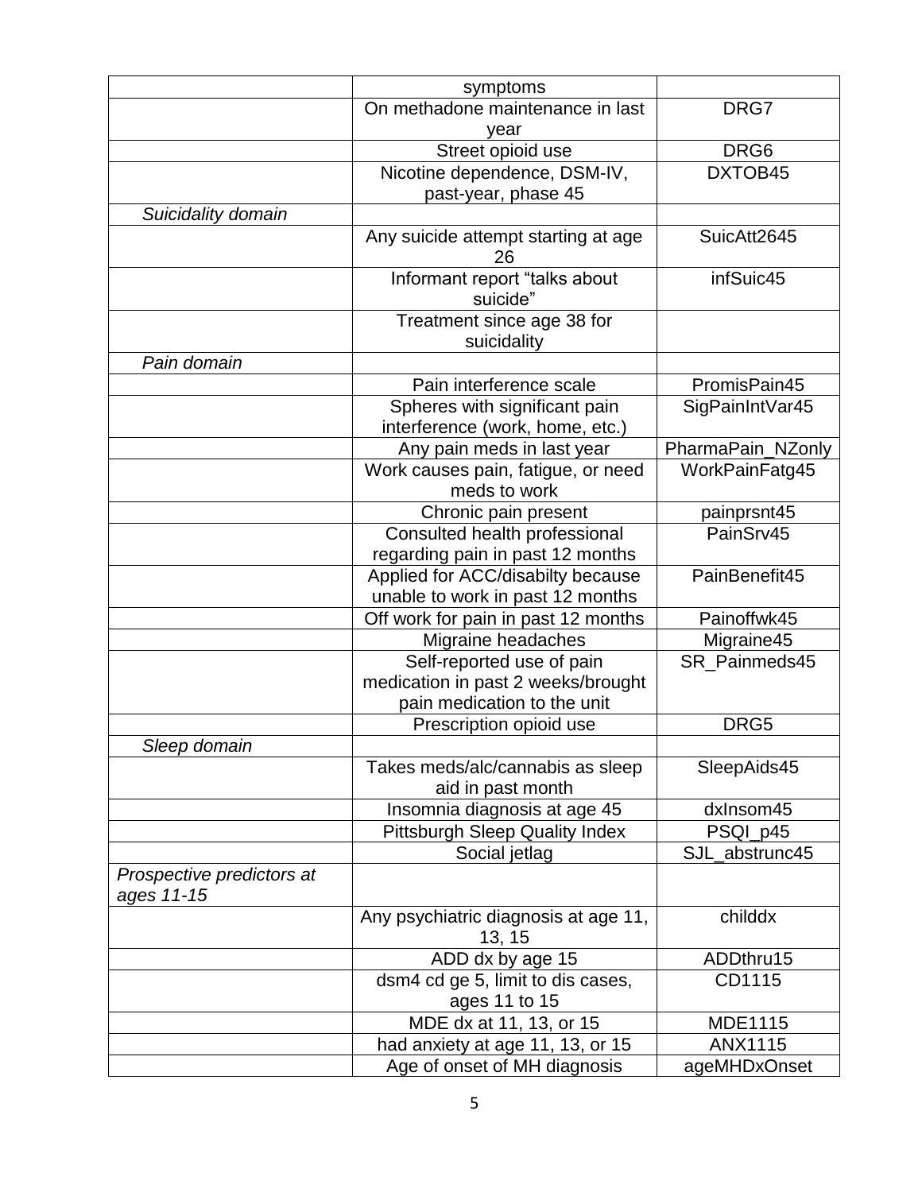| | | |
|---|---|---|
| | symptoms | |
| | On methadone maintenance in last year | DRG7 |
| | Street opioid use | DRG6 |
| | Nicotine dependence, DSM-IV, past-year, phase 45 | DXTOB45 |
| *Suicidality domain* | | |
| | Any suicide attempt starting at age 26 | SuicAtt2645 |
| | Informant report "talks about suicide" | infSuic45 |
| | Treatment since age 38 for suicidality | |
| *Pain domain* | | |
| | Pain interference scale | PromisPain45 |
| | Spheres with significant pain interference (work, home, etc.) | SigPainIntVar45 |
| | Any pain meds in last year | PharmaPain_NZonly |
| | Work causes pain, fatigue, or need meds to work | WorkPainFatg45 |
| | Chronic pain present | painprsnt45 |
| | Consulted health professional regarding pain in past 12 months | PainSrv45 |
| | Applied for ACC/disabilty because unable to work in past 12 months | PainBenefit45 |
| | Off work for pain in past 12 months | Painoffwk45 |
| | Migraine headaches | Migraine45 |
| | Self-reported use of pain medication in past 2 weeks/brought pain medication to the unit | SR_Painmeds45 |
| | Prescription opioid use | DRG5 |
| *Sleep domain* | | |
| | Takes meds/alc/cannabis as sleep aid in past month | SleepAids45 |
| | Insomnia diagnosis at age 45 | dxInsom45 |
| | Pittsburgh Sleep Quality Index | PSQI_p45 |
| | Social jetlag | SJL_abstrunc45 |
| *Prospective predictors at ages 11-15* | | |
| | Any psychiatric diagnosis at age 11, 13, 15 | childdx |
| | ADD dx by age 15 | ADDthru15 |
| | dsm4 cd ge 5, limit to dis cases, ages 11 to 15 | CD1115 |
| | MDE dx at 11, 13, or 15 | MDE1115 |
| | had anxiety at age 11, 13, or 15 | ANX1115 |
| | Age of onset of MH diagnosis | ageMHDxOnset |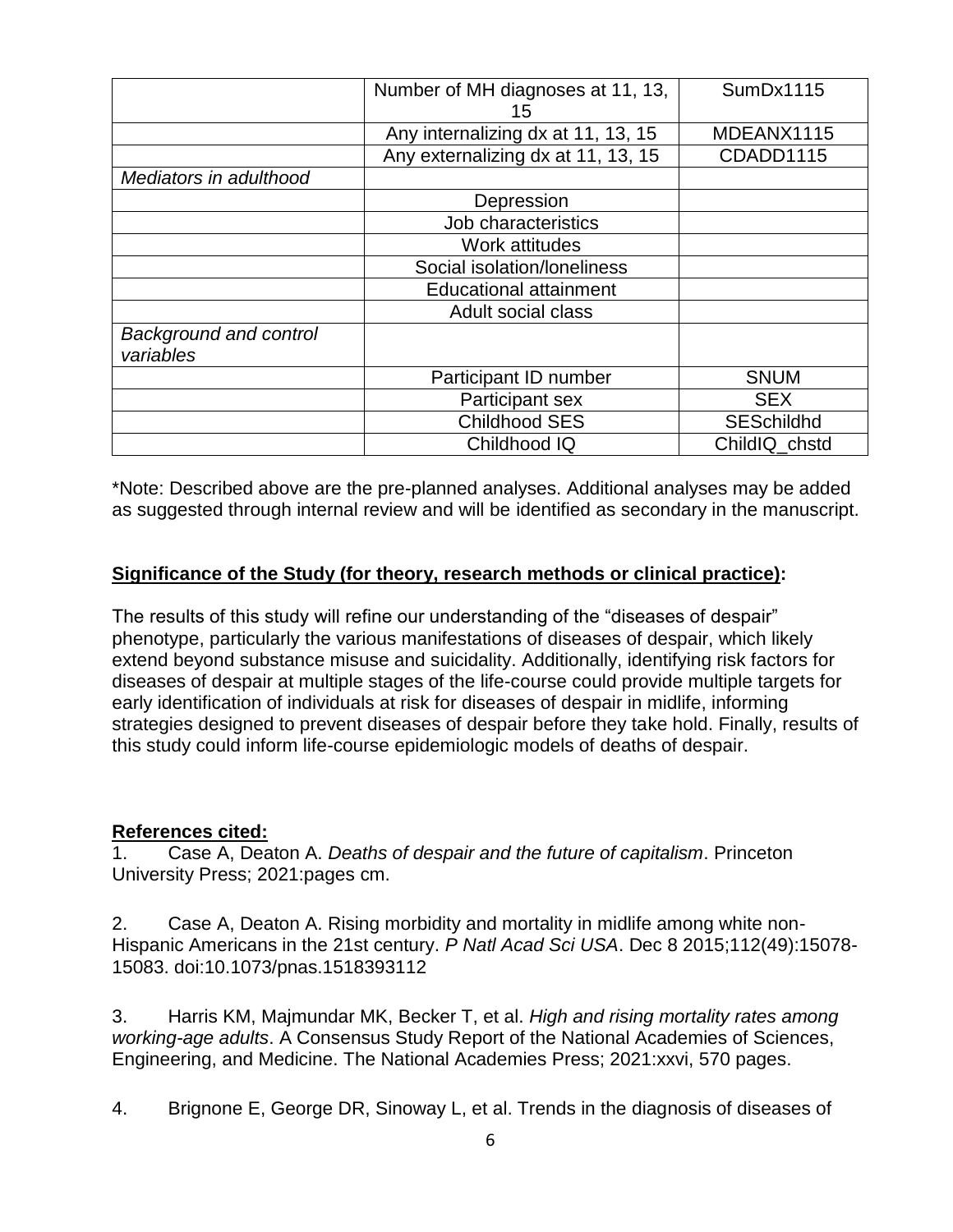| | | |
|---|---|---|
| | Number of MH diagnoses at 11, 13, 15 | SumDx1115 |
| | Any internalizing dx at 11, 13, 15 | MDEANX1115 |
| | Any externalizing dx at 11, 13, 15 | CDADD1115 |
| *Mediators in adulthood* | | |
| | Depression | |
| | Job characteristics | |
| | Work attitudes | |
| | Social isolation/loneliness | |
| | Educational attainment | |
| | Adult social class | |
| *Background and control variables* | | |
| | Participant ID number | SNUM |
| | Participant sex | SEX |
| | Childhood SES | SESchildhd |
| | Childhood IQ | ChildIQ_chstd |

*Note: Described above are the pre-planned analyses. Additional analyses may be added as suggested through internal review and will be identified as secondary in the manuscript.

**Significance of the Study (for theory, research methods or clinical practice):**

The results of this study will refine our understanding of the "diseases of despair" phenotype, particularly the various manifestations of diseases of despair, which likely extend beyond substance misuse and suicidality. Additionally, identifying risk factors for diseases of despair at multiple stages of the life-course could provide multiple targets for early identification of individuals at risk for diseases of despair in midlife, informing strategies designed to prevent diseases of despair before they take hold. Finally, results of this study could inform life-course epidemiologic models of deaths of despair.

**References cited:**

1. Case A, Deaton A. *Deaths of despair and the future of capitalism*. Princeton University Press; 2021:pages cm.

2. Case A, Deaton A. Rising morbidity and mortality in midlife among white non-Hispanic Americans in the 21st century. *P Natl Acad Sci USA*. Dec 8 2015;112(49):15078-15083. doi:10.1073/pnas.1518393112

3. Harris KM, Majmundar MK, Becker T, et al. *High and rising mortality rates among working-age adults*. A Consensus Study Report of the National Academies of Sciences, Engineering, and Medicine. The National Academies Press; 2021:xxvi, 570 pages.

4. Brignone E, George DR, Sinoway L, et al. Trends in the diagnosis of diseases of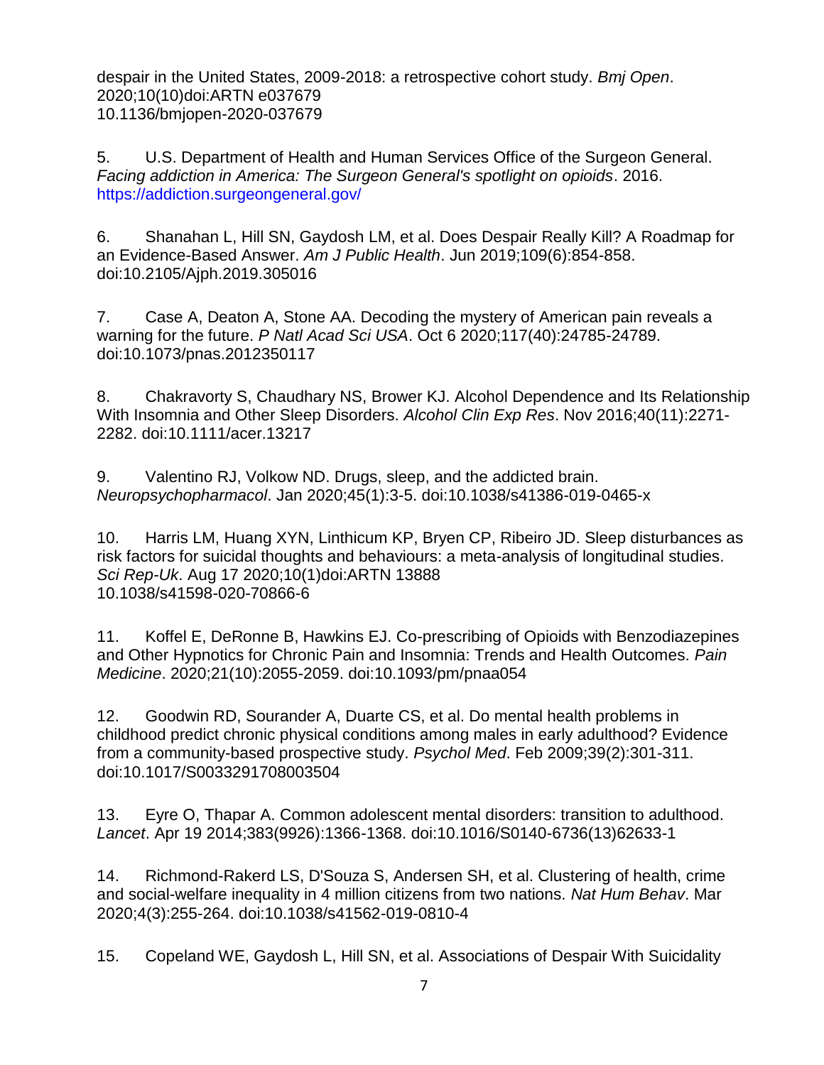despair in the United States, 2009-2018: a retrospective cohort study. *Bmj Open*. 2020;10(10)doi:ARTN e037679
10.1136/bmjopen-2020-037679

5. U.S. Department of Health and Human Services Office of the Surgeon General. *Facing addiction in America: The Surgeon General's spotlight on opioids*. 2016. https://addiction.surgeongeneral.gov/

6. Shanahan L, Hill SN, Gaydosh LM, et al. Does Despair Really Kill? A Roadmap for an Evidence-Based Answer. *Am J Public Health*. Jun 2019;109(6):854-858. doi:10.2105/Ajph.2019.305016

7. Case A, Deaton A, Stone AA. Decoding the mystery of American pain reveals a warning for the future. *P Natl Acad Sci USA*. Oct 6 2020;117(40):24785-24789. doi:10.1073/pnas.2012350117

8. Chakravorty S, Chaudhary NS, Brower KJ. Alcohol Dependence and Its Relationship With Insomnia and Other Sleep Disorders. *Alcohol Clin Exp Res*. Nov 2016;40(11):2271-2282. doi:10.1111/acer.13217

9. Valentino RJ, Volkow ND. Drugs, sleep, and the addicted brain. *Neuropsychopharmacol*. Jan 2020;45(1):3-5. doi:10.1038/s41386-019-0465-x

10. Harris LM, Huang XYN, Linthicum KP, Bryen CP, Ribeiro JD. Sleep disturbances as risk factors for suicidal thoughts and behaviours: a meta-analysis of longitudinal studies. *Sci Rep-Uk*. Aug 17 2020;10(1)doi:ARTN 13888
10.1038/s41598-020-70866-6

11. Koffel E, DeRonne B, Hawkins EJ. Co-prescribing of Opioids with Benzodiazepines and Other Hypnotics for Chronic Pain and Insomnia: Trends and Health Outcomes. *Pain Medicine*. 2020;21(10):2055-2059. doi:10.1093/pm/pnaa054

12. Goodwin RD, Sourander A, Duarte CS, et al. Do mental health problems in childhood predict chronic physical conditions among males in early adulthood? Evidence from a community-based prospective study. *Psychol Med*. Feb 2009;39(2):301-311. doi:10.1017/S0033291708003504

13. Eyre O, Thapar A. Common adolescent mental disorders: transition to adulthood. *Lancet*. Apr 19 2014;383(9926):1366-1368. doi:10.1016/S0140-6736(13)62633-1

14. Richmond-Rakerd LS, D'Souza S, Andersen SH, et al. Clustering of health, crime and social-welfare inequality in 4 million citizens from two nations. *Nat Hum Behav*. Mar 2020;4(3):255-264. doi:10.1038/s41562-019-0810-4

15. Copeland WE, Gaydosh L, Hill SN, et al. Associations of Despair With Suicidality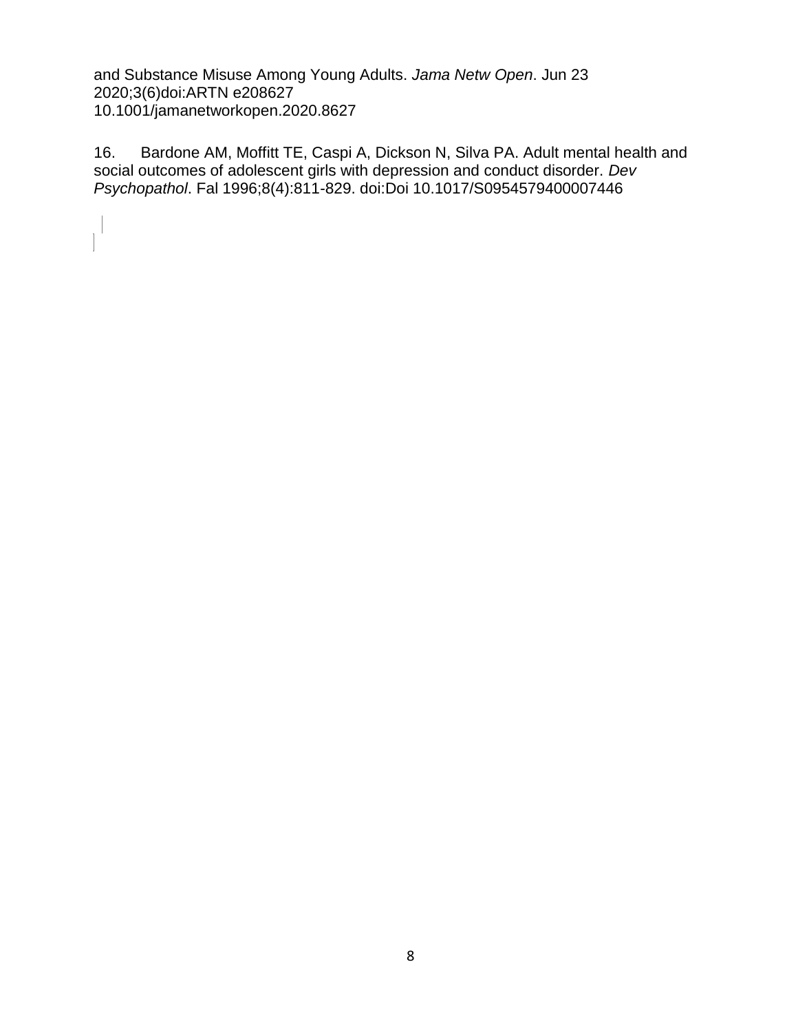and Substance Misuse Among Young Adults. *Jama Netw Open*. Jun 23 2020;3(6)doi:ARTN e208627 10.1001/jamanetworkopen.2020.8627

16. Bardone AM, Moffitt TE, Caspi A, Dickson N, Silva PA. Adult mental health and social outcomes of adolescent girls with depression and conduct disorder. *Dev Psychopathol*. Fal 1996;8(4):811-829. doi:Doi 10.1017/S0954579400007446